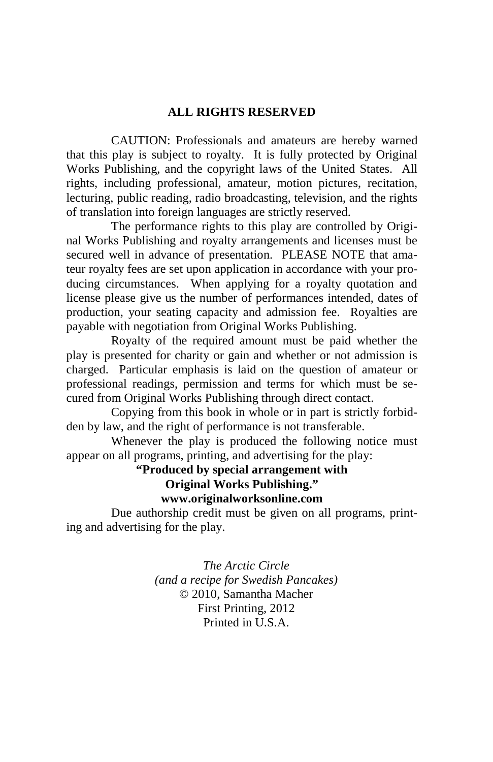**ALL RIGHTS RESERVED**

CAUTION: Professionals and amateurs are hereby warned that this play is subject to royalty. It is fully protected by Original Works Publishing, and the copyright laws of the United States. All rights, including professional, amateur, motion pictures, recitation, lecturing, public reading, radio broadcasting, television, and the rights of translation into foreign languages are strictly reserved.

The performance rights to this play are controlled by Original Works Publishing and royalty arrangements and licenses must be secured well in advance of presentation. PLEASE NOTE that amateur royalty fees are set upon application in accordance with your producing circumstances. When applying for a royalty quotation and license please give us the number of performances intended, dates of production, your seating capacity and admission fee. Royalties are payable with negotiation from Original Works Publishing.

Royalty of the required amount must be paid whether the play is presented for charity or gain and whether or not admission is charged. Particular emphasis is laid on the question of amateur or professional readings, permission and terms for which must be secured from Original Works Publishing through direct contact.

Copying from this book in whole or in part is strictly forbidden by law, and the right of performance is not transferable.

Whenever the play is produced the following notice must appear on all programs, printing, and advertising for the play:

**"Produced by special arrangement with**
**Original Works Publishing."**
**www.originalworksonline.com**

Due authorship credit must be given on all programs, printing and advertising for the play.

*The Arctic Circle*
*(and a recipe for Swedish Pancakes)*
© 2010, Samantha Macher
First Printing, 2012
Printed in U.S.A.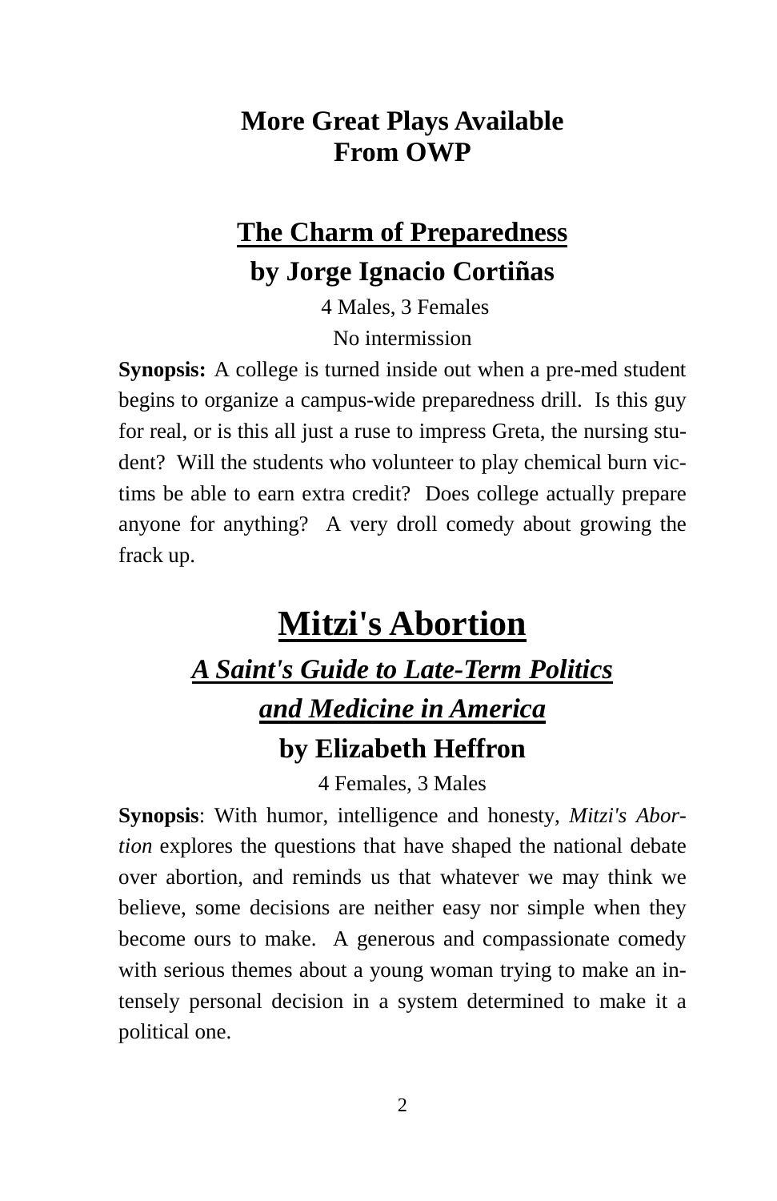## More Great Plays Available From OWP

### The Charm of Preparedness

### by Jorge Ignacio Cortiñas

4 Males, 3 Females

No intermission

**Synopsis:** A college is turned inside out when a pre-med student begins to organize a campus-wide preparedness drill. Is this guy for real, or is this all just a ruse to impress Greta, the nursing student? Will the students who volunteer to play chemical burn victims be able to earn extra credit? Does college actually prepare anyone for anything? A very droll comedy about growing the frack up.

# Mitzi's Abortion

### *A Saint's Guide to Late-Term Politics and Medicine in America*

### by Elizabeth Heffron

4 Females, 3 Males

**Synopsis**: With humor, intelligence and honesty, *Mitzi's Abortion* explores the questions that have shaped the national debate over abortion, and reminds us that whatever we may think we believe, some decisions are neither easy nor simple when they become ours to make. A generous and compassionate comedy with serious themes about a young woman trying to make an intensely personal decision in a system determined to make it a political one.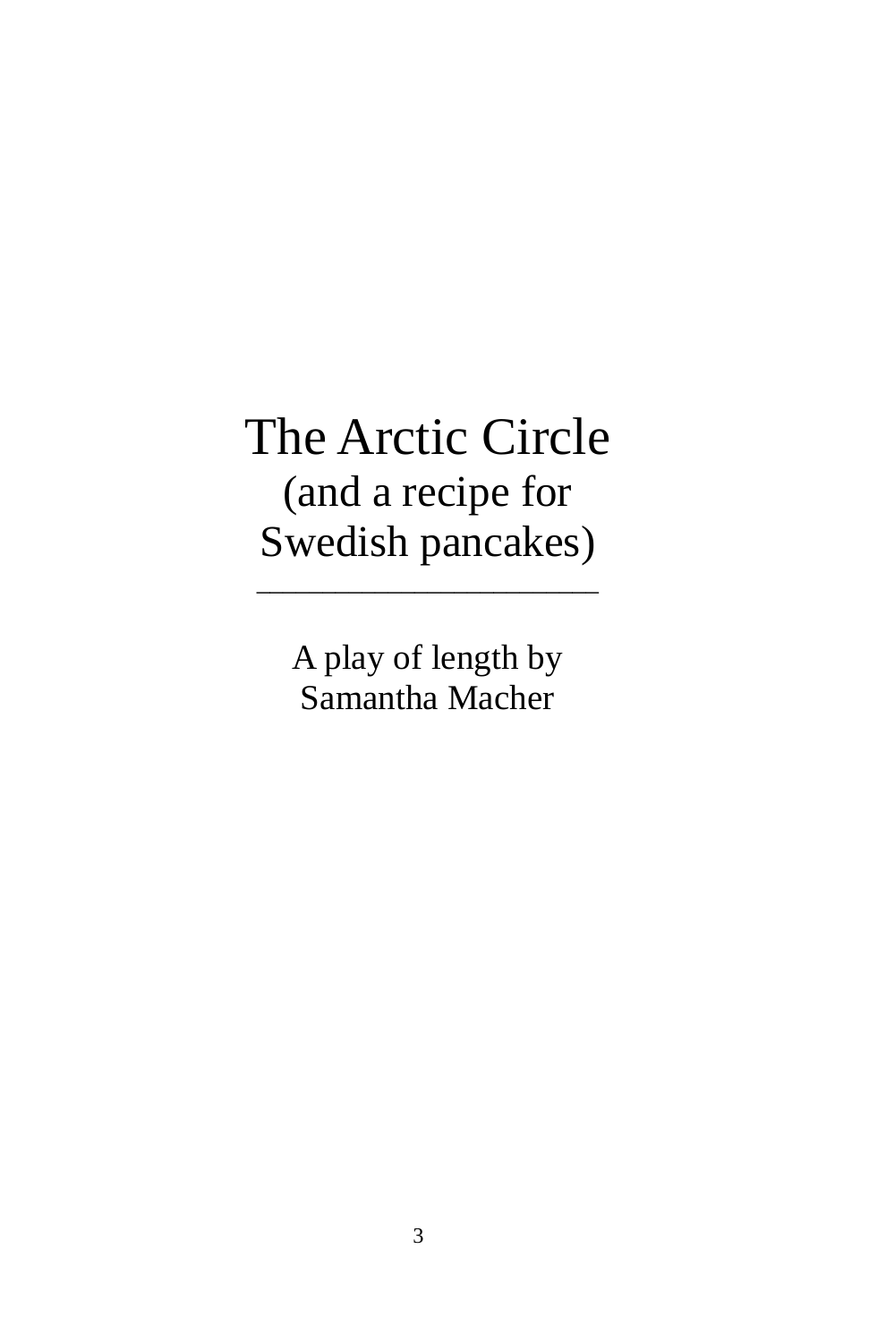# The Arctic Circle

## (and a recipe for Swedish pancakes)

---

A play of length by
Samantha Macher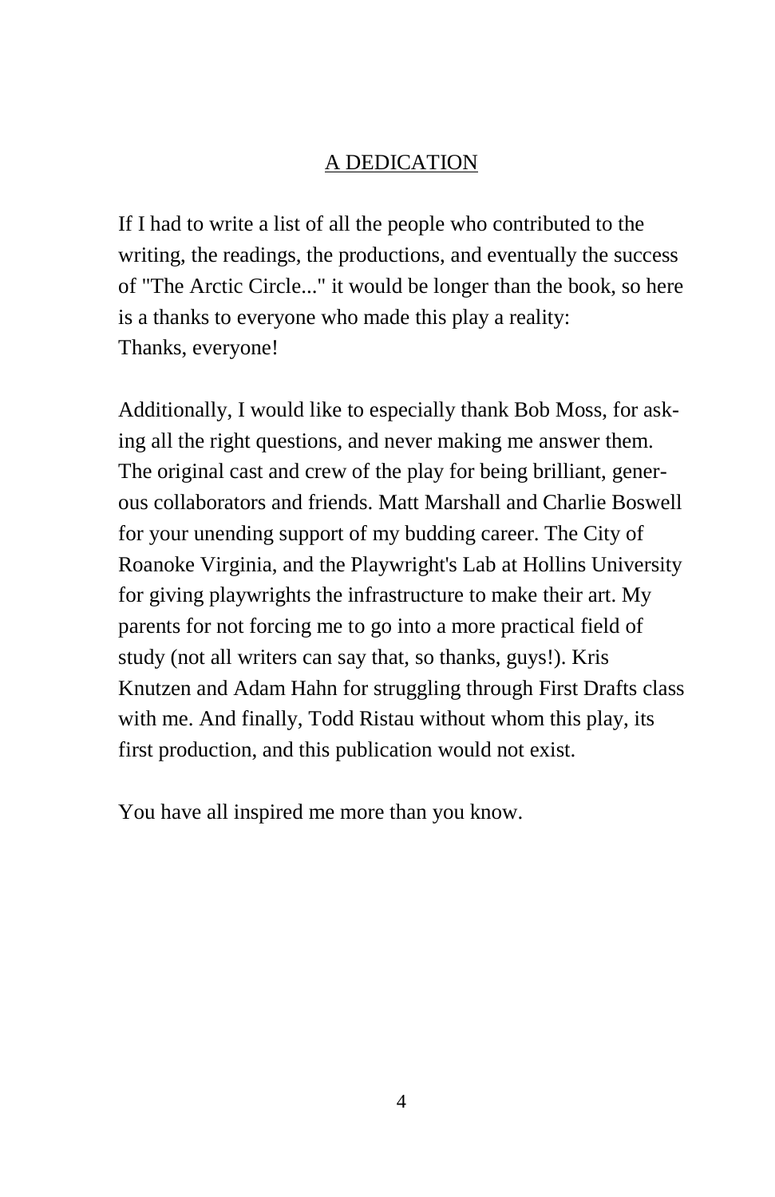## A DEDICATION

If I had to write a list of all the people who contributed to the writing, the readings, the productions, and eventually the success of "The Arctic Circle..." it would be longer than the book, so here is a thanks to everyone who made this play a reality:
Thanks, everyone!

Additionally, I would like to especially thank Bob Moss, for asking all the right questions, and never making me answer them. The original cast and crew of the play for being brilliant, generous collaborators and friends. Matt Marshall and Charlie Boswell for your unending support of my budding career. The City of Roanoke Virginia, and the Playwright's Lab at Hollins University for giving playwrights the infrastructure to make their art. My parents for not forcing me to go into a more practical field of study (not all writers can say that, so thanks, guys!). Kris Knutzen and Adam Hahn for struggling through First Drafts class with me. And finally, Todd Ristau without whom this play, its first production, and this publication would not exist.

You have all inspired me more than you know.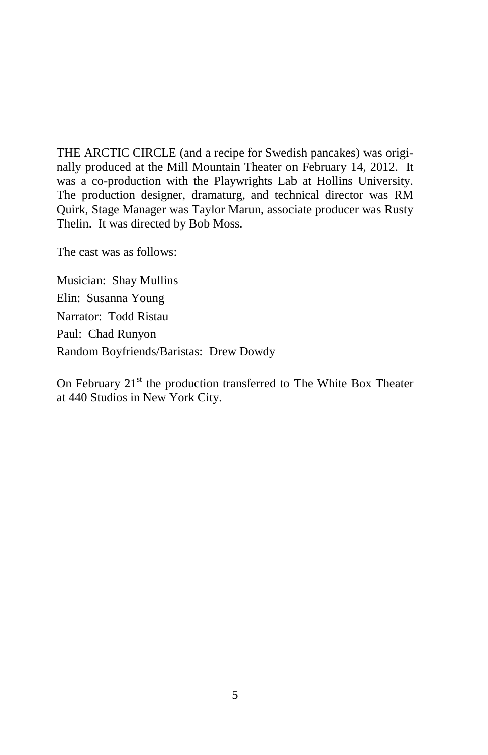THE ARCTIC CIRCLE (and a recipe for Swedish pancakes) was originally produced at the Mill Mountain Theater on February 14, 2012. It was a co-production with the Playwrights Lab at Hollins University. The production designer, dramaturg, and technical director was RM Quirk, Stage Manager was Taylor Marun, associate producer was Rusty Thelin. It was directed by Bob Moss.

The cast was as follows:

Musician: Shay Mullins
Elin: Susanna Young
Narrator: Todd Ristau
Paul: Chad Runyon
Random Boyfriends/Baristas: Drew Dowdy

On February 21st the production transferred to The White Box Theater at 440 Studios in New York City.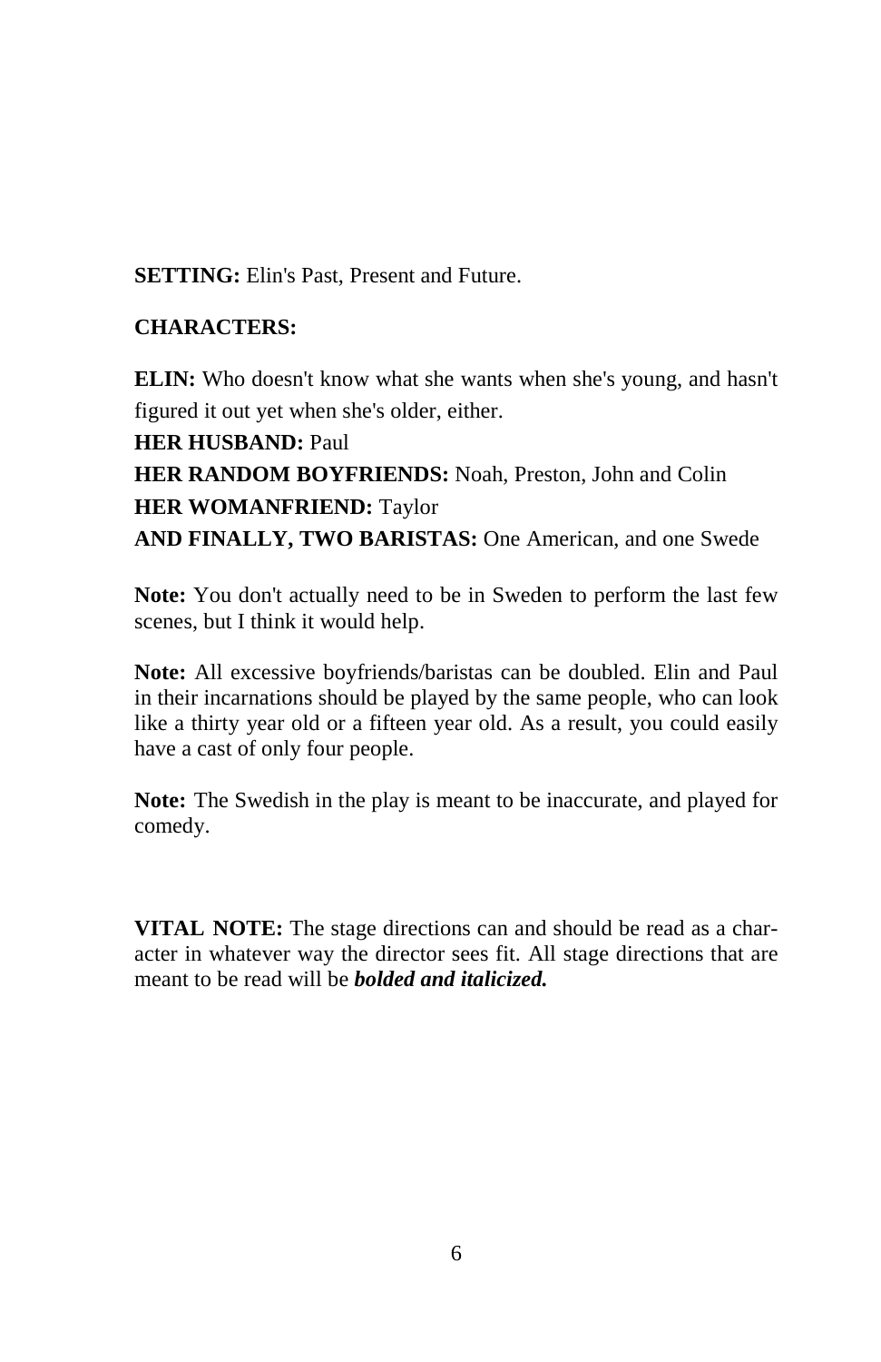**SETTING:** Elin's Past, Present and Future.

**CHARACTERS:**

**ELIN:** Who doesn't know what she wants when she's young, and hasn't figured it out yet when she's older, either.

**HER HUSBAND:** Paul

**HER RANDOM BOYFRIENDS:** Noah, Preston, John and Colin

**HER WOMANFRIEND:** Taylor

**AND FINALLY, TWO BARISTAS:** One American, and one Swede

**Note:** You don't actually need to be in Sweden to perform the last few scenes, but I think it would help.

**Note:** All excessive boyfriends/baristas can be doubled. Elin and Paul in their incarnations should be played by the same people, who can look like a thirty year old or a fifteen year old. As a result, you could easily have a cast of only four people.

**Note:** The Swedish in the play is meant to be inaccurate, and played for comedy.

**VITAL NOTE:** The stage directions can and should be read as a character in whatever way the director sees fit. All stage directions that are meant to be read will be ***bolded and italicized.***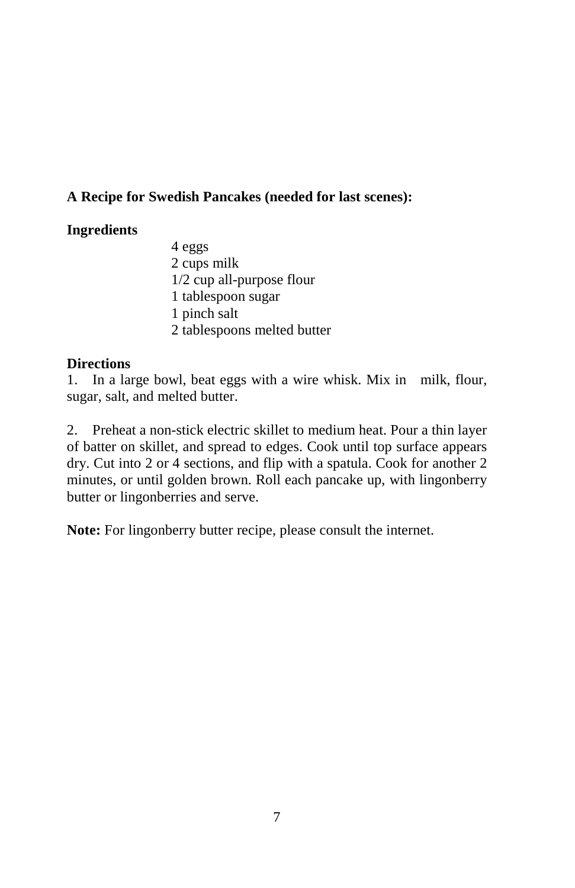**A Recipe for Swedish Pancakes (needed for last scenes):**

**Ingredients**

4 eggs
2 cups milk
1/2 cup all-purpose flour
1 tablespoon sugar
1 pinch salt
2 tablespoons melted butter

**Directions**

1. In a large bowl, beat eggs with a wire whisk. Mix in milk, flour, sugar, salt, and melted butter.

2. Preheat a non-stick electric skillet to medium heat. Pour a thin layer of batter on skillet, and spread to edges. Cook until top surface appears dry. Cut into 2 or 4 sections, and flip with a spatula. Cook for another 2 minutes, or until golden brown. Roll each pancake up, with lingonberry butter or lingonberries and serve.

**Note:** For lingonberry butter recipe, please consult the internet.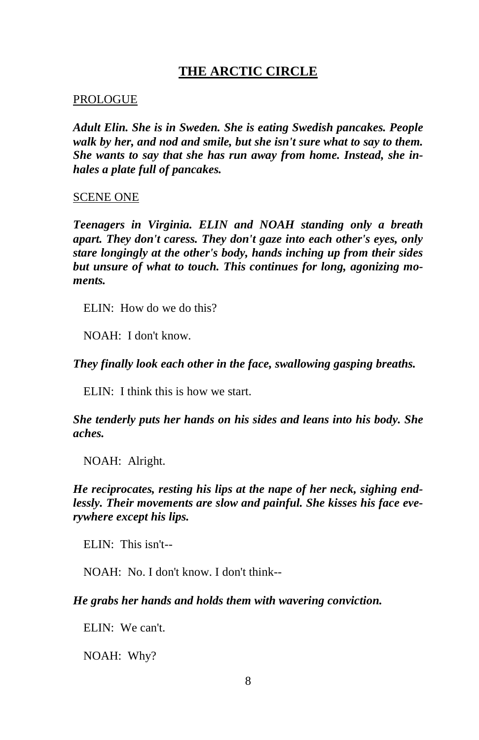# THE ARCTIC CIRCLE

PROLOGUE

***Adult Elin. She is in Sweden. She is eating Swedish pancakes. People walk by her, and nod and smile, but she isn't sure what to say to them. She wants to say that she has run away from home. Instead, she inhales a plate full of pancakes.***

SCENE ONE

***Teenagers in Virginia. ELIN and NOAH standing only a breath apart. They don't caress. They don't gaze into each other's eyes, only stare longingly at the other's body, hands inching up from their sides but unsure of what to touch. This continues for long, agonizing moments.***

ELIN: How do we do this?

NOAH: I don't know.

***They finally look each other in the face, swallowing gasping breaths.***

ELIN: I think this is how we start.

***She tenderly puts her hands on his sides and leans into his body. She aches.***

NOAH: Alright.

***He reciprocates, resting his lips at the nape of her neck, sighing endlessly. Their movements are slow and painful. She kisses his face everywhere except his lips.***

ELIN: This isn't--

NOAH: No. I don't know. I don't think--

***He grabs her hands and holds them with wavering conviction.***

ELIN: We can't.

NOAH: Why?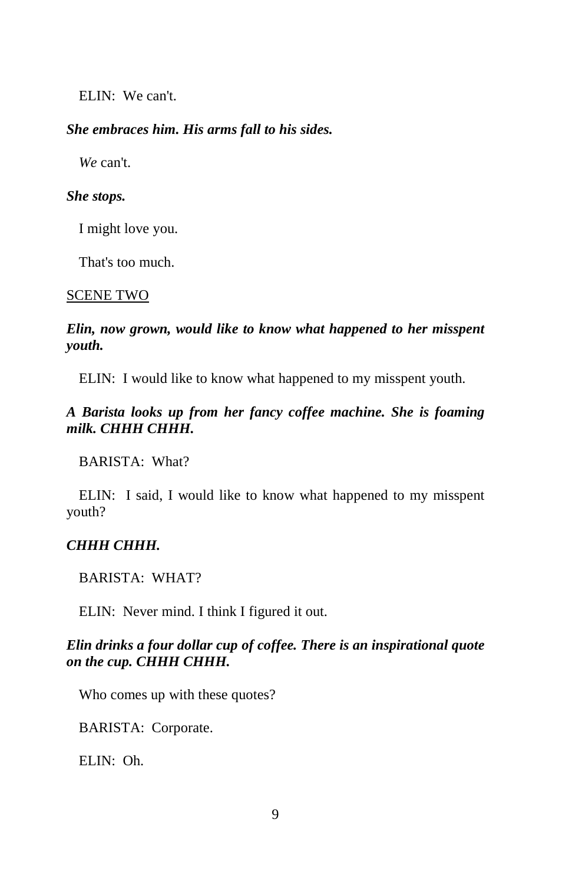ELIN: We can't.

***She embraces him. His arms fall to his sides.***

*We* can't.

***She stops.***

I might love you.

That's too much.

<u>SCENE TWO</u>

***Elin, now grown, would like to know what happened to her misspent youth.***

ELIN: I would like to know what happened to my misspent youth.

***A Barista looks up from her fancy coffee machine. She is foaming milk. CHHH CHHH.***

BARISTA: What?

ELIN: I said, I would like to know what happened to my misspent youth?

***CHHH CHHH.***

BARISTA: WHAT?

ELIN: Never mind. I think I figured it out.

***Elin drinks a four dollar cup of coffee. There is an inspirational quote on the cup. CHHH CHHH.***

Who comes up with these quotes?

BARISTA: Corporate.

ELIN: Oh.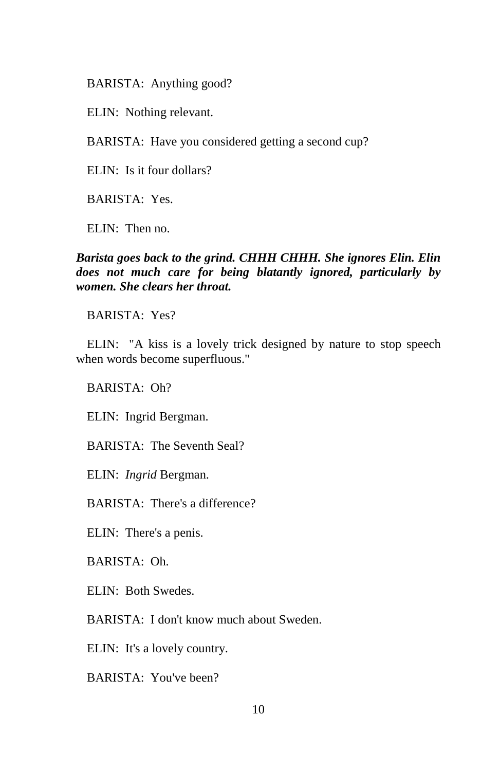BARISTA: Anything good?

ELIN: Nothing relevant.

BARISTA: Have you considered getting a second cup?

ELIN: Is it four dollars?

BARISTA: Yes.

ELIN: Then no.

***Barista goes back to the grind. CHHH CHHH. She ignores Elin. Elin does not much care for being blatantly ignored, particularly by women. She clears her throat.***

BARISTA: Yes?

ELIN: "A kiss is a lovely trick designed by nature to stop speech when words become superfluous."

BARISTA: Oh?

ELIN: Ingrid Bergman.

BARISTA: The Seventh Seal?

ELIN: *Ingrid* Bergman.

BARISTA: There's a difference?

ELIN: There's a penis.

BARISTA: Oh.

ELIN: Both Swedes.

BARISTA: I don't know much about Sweden.

ELIN: It's a lovely country.

BARISTA: You've been?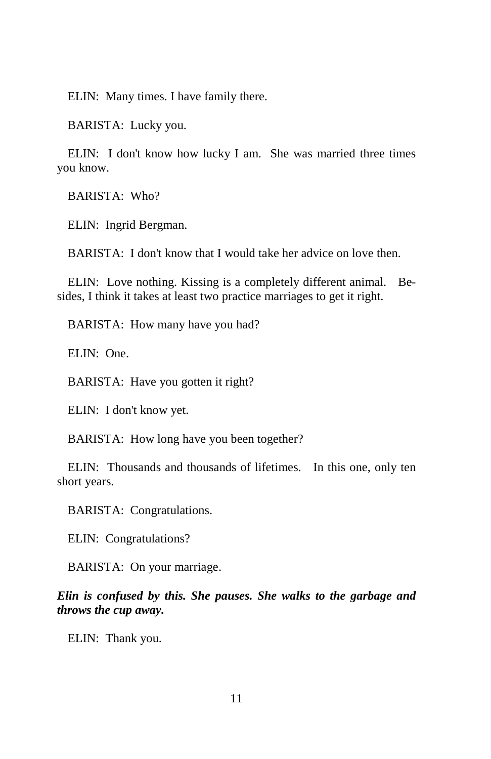ELIN: Many times. I have family there.

BARISTA: Lucky you.

ELIN: I don't know how lucky I am. She was married three times you know.

BARISTA: Who?

ELIN: Ingrid Bergman.

BARISTA: I don't know that I would take her advice on love then.

ELIN: Love nothing. Kissing is a completely different animal. Besides, I think it takes at least two practice marriages to get it right.

BARISTA: How many have you had?

ELIN: One.

BARISTA: Have you gotten it right?

ELIN: I don't know yet.

BARISTA: How long have you been together?

ELIN: Thousands and thousands of lifetimes. In this one, only ten short years.

BARISTA: Congratulations.

ELIN: Congratulations?

BARISTA: On your marriage.

***Elin is confused by this. She pauses. She walks to the garbage and throws the cup away.***

ELIN: Thank you.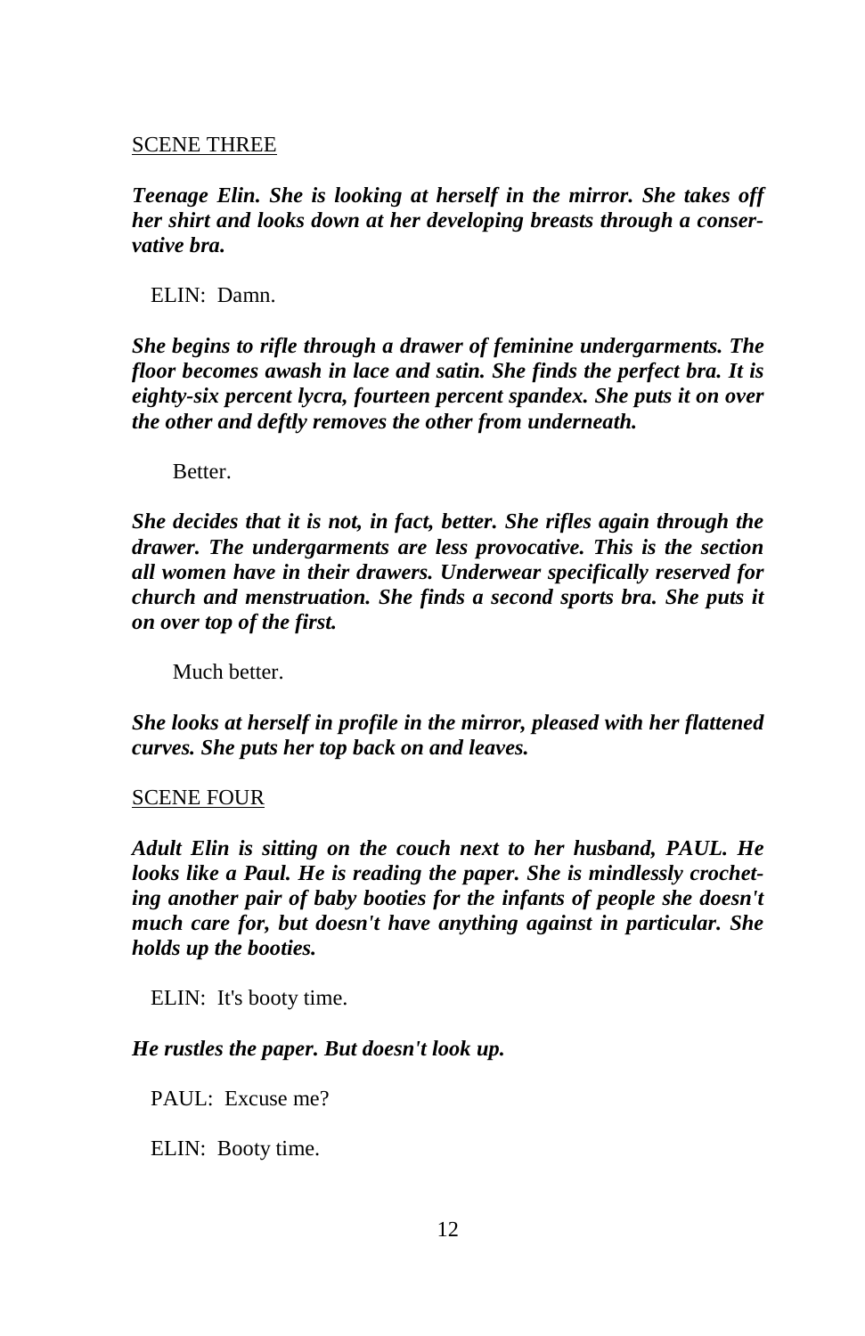SCENE THREE

***Teenage Elin. She is looking at herself in the mirror. She takes off her shirt and looks down at her developing breasts through a conservative bra.***

ELIN: Damn.

***She begins to rifle through a drawer of feminine undergarments. The floor becomes awash in lace and satin. She finds the perfect bra. It is eighty-six percent lycra, fourteen percent spandex. She puts it on over the other and deftly removes the other from underneath.***

Better.

***She decides that it is not, in fact, better. She rifles again through the drawer. The undergarments are less provocative. This is the section all women have in their drawers. Underwear specifically reserved for church and menstruation. She finds a second sports bra. She puts it on over top of the first.***

Much better.

***She looks at herself in profile in the mirror, pleased with her flattened curves. She puts her top back on and leaves.***

SCENE FOUR

***Adult Elin is sitting on the couch next to her husband, PAUL. He looks like a Paul. He is reading the paper. She is mindlessly crocheting another pair of baby booties for the infants of people she doesn't much care for, but doesn't have anything against in particular. She holds up the booties.***

ELIN: It's booty time.

***He rustles the paper. But doesn't look up.***

PAUL: Excuse me?

ELIN: Booty time.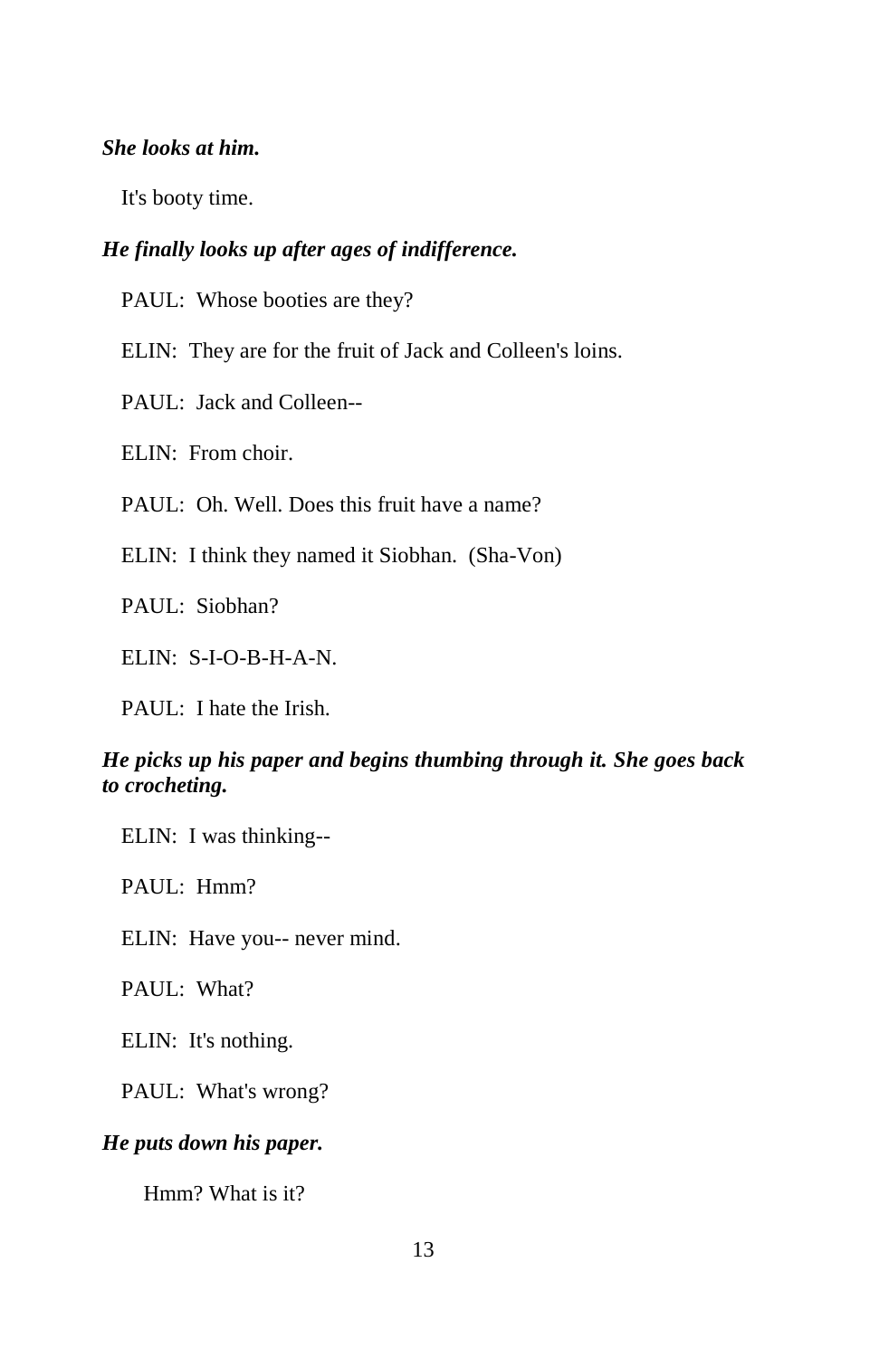***She looks at him.***

It's booty time.

***He finally looks up after ages of indifference.***

PAUL: Whose booties are they?

ELIN: They are for the fruit of Jack and Colleen's loins.

PAUL: Jack and Colleen--

ELIN: From choir.

PAUL: Oh. Well. Does this fruit have a name?

ELIN: I think they named it Siobhan. (Sha-Von)

PAUL: Siobhan?

ELIN: S-I-O-B-H-A-N.

PAUL: I hate the Irish.

***He picks up his paper and begins thumbing through it. She goes back to crocheting.***

ELIN: I was thinking--

PAUL: Hmm?

ELIN: Have you-- never mind.

PAUL: What?

ELIN: It's nothing.

PAUL: What's wrong?

***He puts down his paper.***

Hmm? What is it?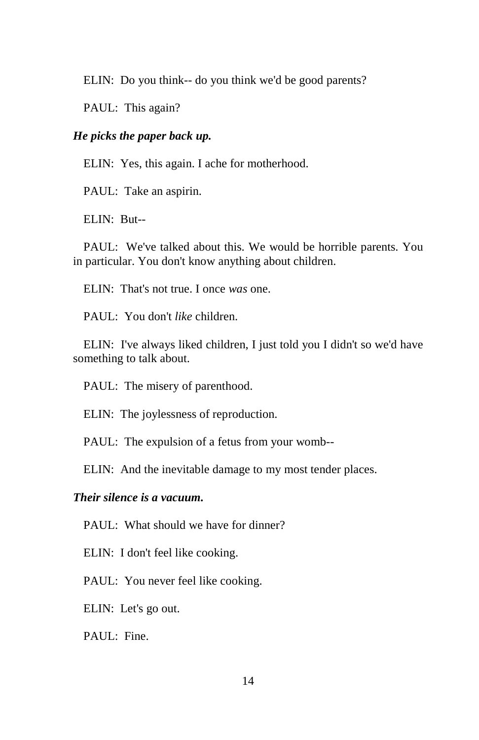ELIN: Do you think-- do you think we'd be good parents?

PAUL: This again?

***He picks the paper back up.***

ELIN: Yes, this again. I ache for motherhood.

PAUL: Take an aspirin.

ELIN: But--

PAUL: We've talked about this. We would be horrible parents. You in particular. You don't know anything about children.

ELIN: That's not true. I once *was* one.

PAUL: You don't *like* children.

ELIN: I've always liked children, I just told you I didn't so we'd have something to talk about.

PAUL: The misery of parenthood.

ELIN: The joylessness of reproduction.

PAUL: The expulsion of a fetus from your womb--

ELIN: And the inevitable damage to my most tender places.

***Their silence is a vacuum.***

PAUL: What should we have for dinner?

ELIN: I don't feel like cooking.

PAUL: You never feel like cooking.

ELIN: Let's go out.

PAUL: Fine.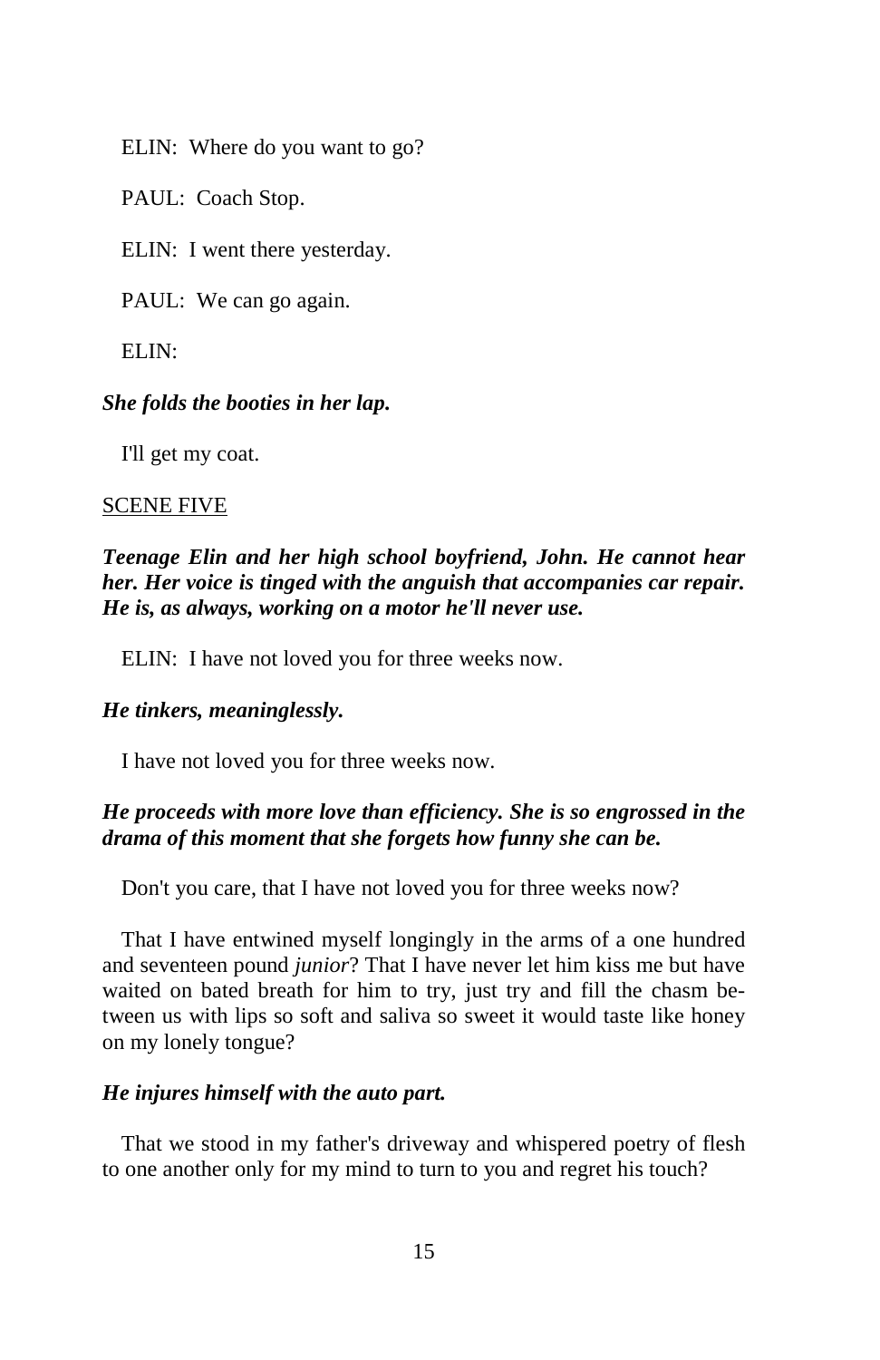ELIN: Where do you want to go?

PAUL: Coach Stop.

ELIN: I went there yesterday.

PAUL: We can go again.

ELIN:

***She folds the booties in her lap.***

I'll get my coat.

<u>SCENE FIVE</u>

***Teenage Elin and her high school boyfriend, John. He cannot hear her. Her voice is tinged with the anguish that accompanies car repair. He is, as always, working on a motor he'll never use.***

ELIN: I have not loved you for three weeks now.

***He tinkers, meaninglessly.***

I have not loved you for three weeks now.

***He proceeds with more love than efficiency. She is so engrossed in the drama of this moment that she forgets how funny she can be.***

Don't you care, that I have not loved you for three weeks now?

That I have entwined myself longingly in the arms of a one hundred and seventeen pound *junior*? That I have never let him kiss me but have waited on bated breath for him to try, just try and fill the chasm between us with lips so soft and saliva so sweet it would taste like honey on my lonely tongue?

***He injures himself with the auto part.***

That we stood in my father's driveway and whispered poetry of flesh to one another only for my mind to turn to you and regret his touch?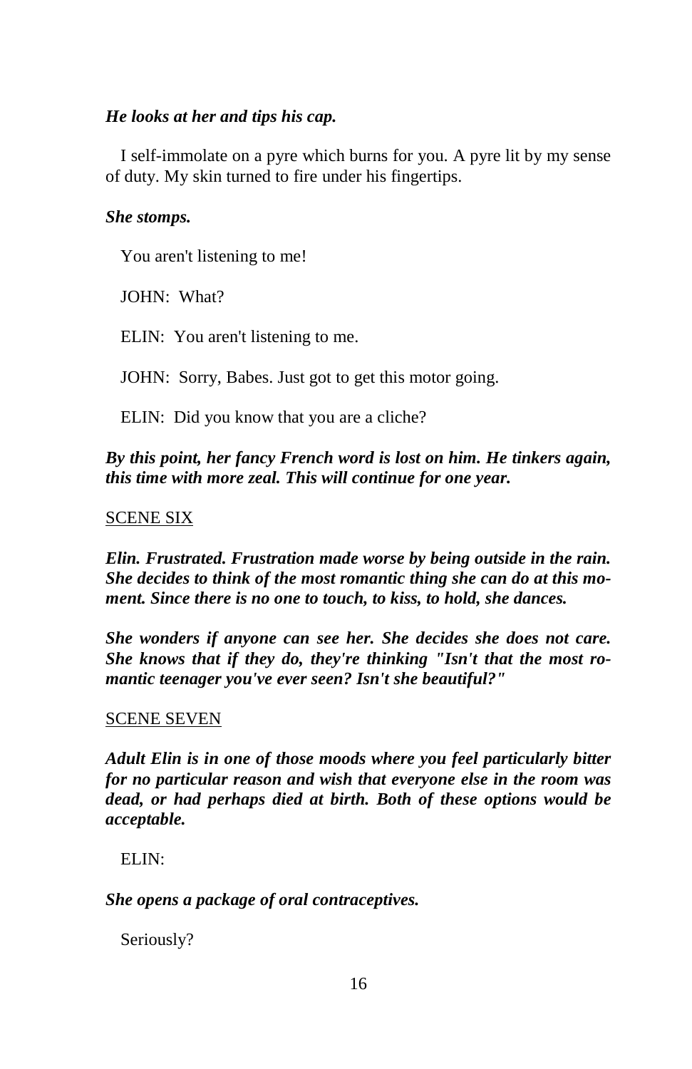***He looks at her and tips his cap.***

I self-immolate on a pyre which burns for you. A pyre lit by my sense of duty. My skin turned to fire under his fingertips.

***She stomps.***

You aren't listening to me!

JOHN: What?

ELIN: You aren't listening to me.

JOHN: Sorry, Babes. Just got to get this motor going.

ELIN: Did you know that you are a cliche?

***By this point, her fancy French word is lost on him. He tinkers again, this time with more zeal. This will continue for one year.***

SCENE SIX

***Elin. Frustrated. Frustration made worse by being outside in the rain. She decides to think of the most romantic thing she can do at this moment. Since there is no one to touch, to kiss, to hold, she dances.***

***She wonders if anyone can see her. She decides she does not care. She knows that if they do, they're thinking "Isn't that the most romantic teenager you've ever seen? Isn't she beautiful?"***

SCENE SEVEN

***Adult Elin is in one of those moods where you feel particularly bitter for no particular reason and wish that everyone else in the room was dead, or had perhaps died at birth. Both of these options would be acceptable.***

ELIN:

***She opens a package of oral contraceptives.***

Seriously?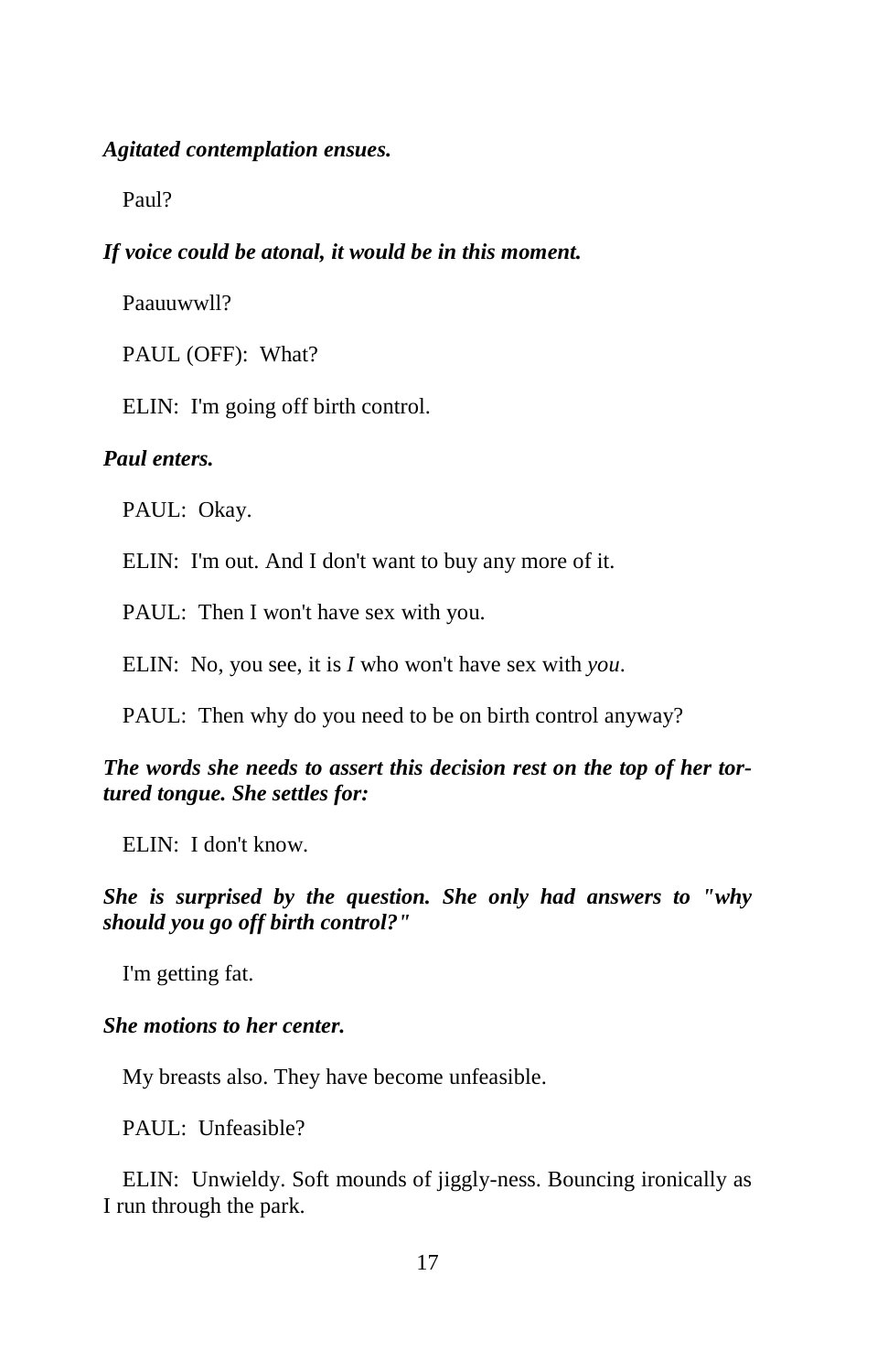***Agitated contemplation ensues.***

Paul?

***If voice could be atonal, it would be in this moment.***

Paauuwwll?

PAUL (OFF): What?

ELIN: I'm going off birth control.

***Paul enters.***

PAUL: Okay.

ELIN: I'm out. And I don't want to buy any more of it.

PAUL: Then I won't have sex with you.

ELIN: No, you see, it is *I* who won't have sex with *you*.

PAUL: Then why do you need to be on birth control anyway?

***The words she needs to assert this decision rest on the top of her tortured tongue. She settles for:***

ELIN: I don't know.

***She is surprised by the question. She only had answers to "why should you go off birth control?"***

I'm getting fat.

***She motions to her center.***

My breasts also. They have become unfeasible.

PAUL: Unfeasible?

ELIN: Unwieldy. Soft mounds of jiggly-ness. Bouncing ironically as I run through the park.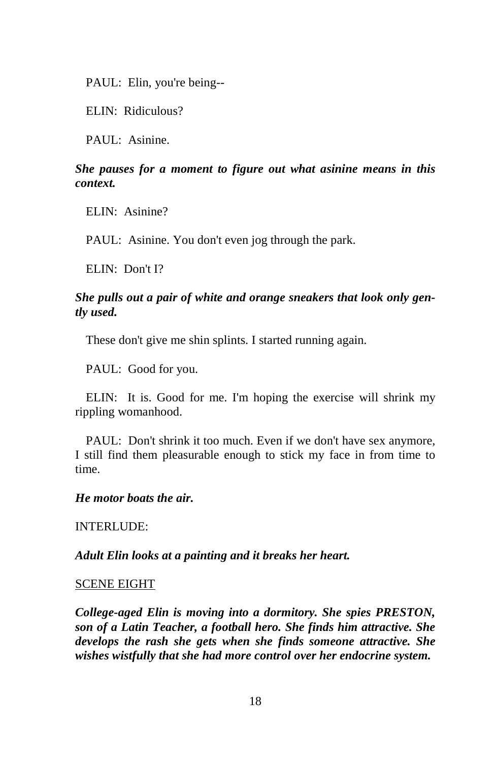PAUL: Elin, you're being--

ELIN: Ridiculous?

PAUL: Asinine.

***She pauses for a moment to figure out what asinine means in this context.***

ELIN: Asinine?

PAUL: Asinine. You don't even jog through the park.

ELIN: Don't I?

***She pulls out a pair of white and orange sneakers that look only gently used.***

These don't give me shin splints. I started running again.

PAUL: Good for you.

ELIN: It is. Good for me. I'm hoping the exercise will shrink my rippling womanhood.

PAUL: Don't shrink it too much. Even if we don't have sex anymore, I still find them pleasurable enough to stick my face in from time to time.

***He motor boats the air.***

INTERLUDE:

***Adult Elin looks at a painting and it breaks her heart.***

<u>SCENE EIGHT</u>

***College-aged Elin is moving into a dormitory. She spies PRESTON, son of a Latin Teacher, a football hero. She finds him attractive. She develops the rash she gets when she finds someone attractive. She wishes wistfully that she had more control over her endocrine system.***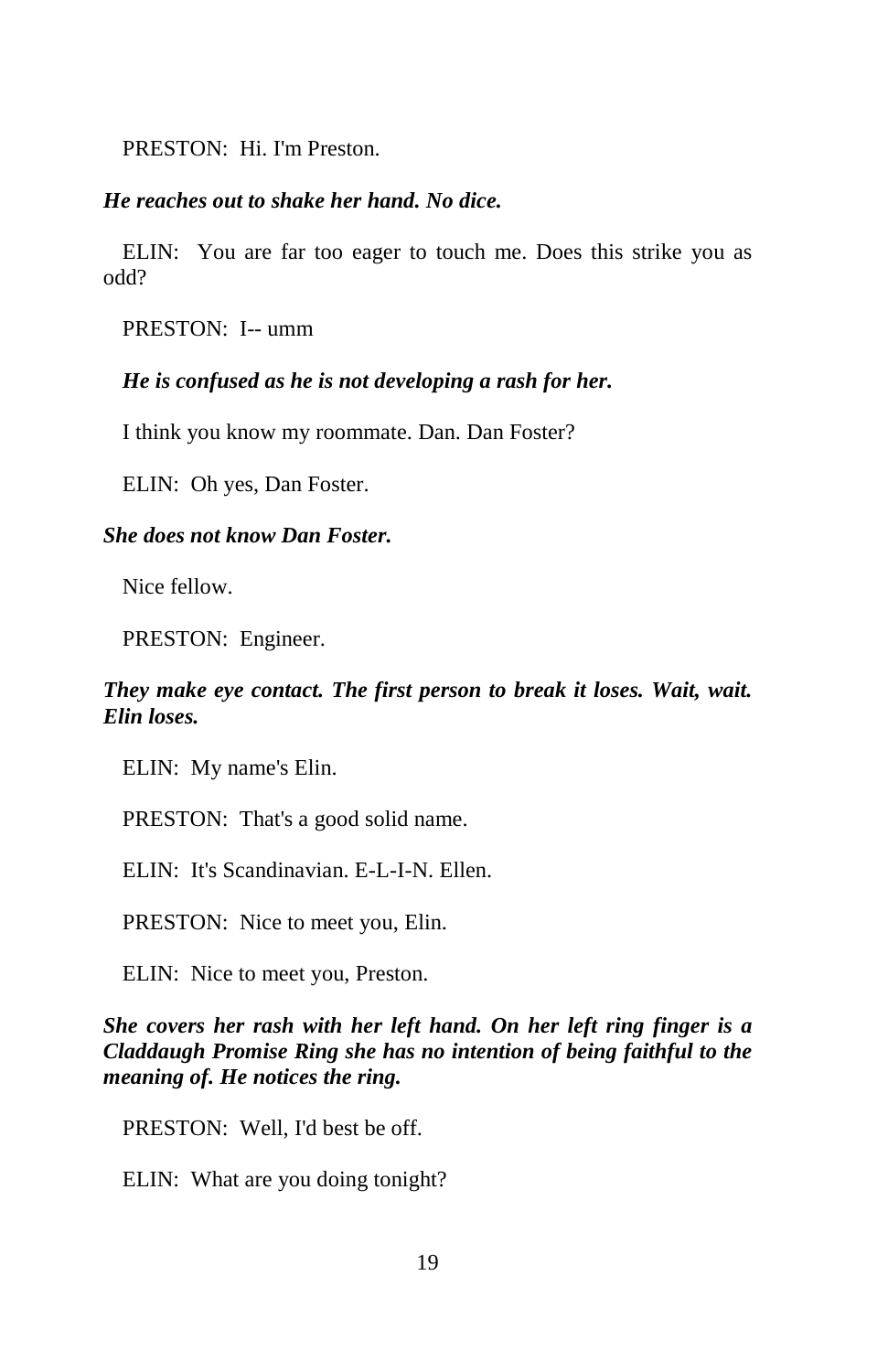PRESTON: Hi. I'm Preston.

***He reaches out to shake her hand. No dice.***

ELIN: You are far too eager to touch me. Does this strike you as odd?

PRESTON: I-- umm

***He is confused as he is not developing a rash for her.***

I think you know my roommate. Dan. Dan Foster?

ELIN: Oh yes, Dan Foster.

***She does not know Dan Foster.***

Nice fellow.

PRESTON: Engineer.

***They make eye contact. The first person to break it loses. Wait, wait. Elin loses.***

ELIN: My name's Elin.

PRESTON: That's a good solid name.

ELIN: It's Scandinavian. E-L-I-N. Ellen.

PRESTON: Nice to meet you, Elin.

ELIN: Nice to meet you, Preston.

***She covers her rash with her left hand. On her left ring finger is a Claddaugh Promise Ring she has no intention of being faithful to the meaning of. He notices the ring.***

PRESTON: Well, I'd best be off.

ELIN: What are you doing tonight?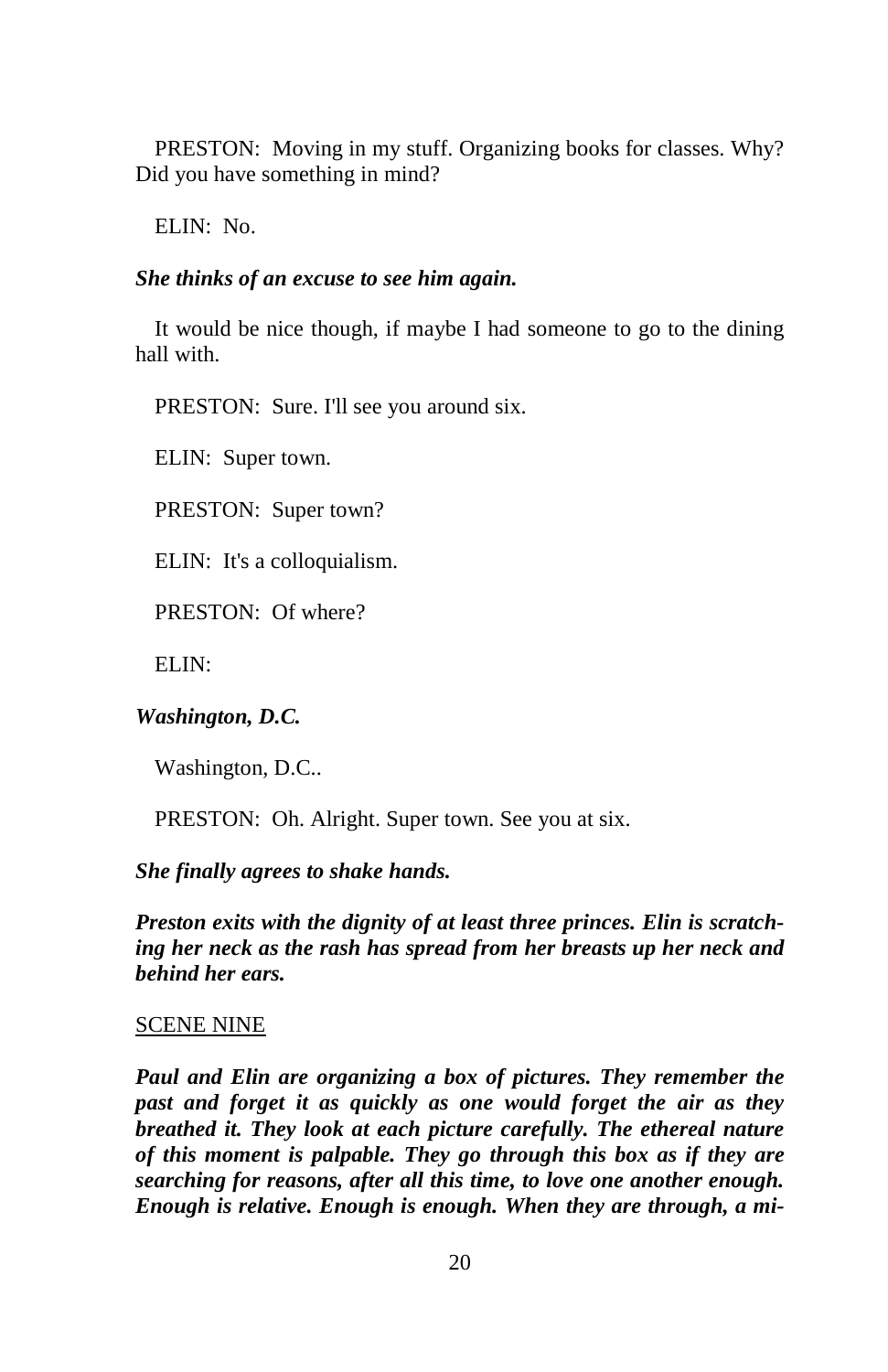PRESTON: Moving in my stuff. Organizing books for classes. Why? Did you have something in mind?

ELIN: No.

***She thinks of an excuse to see him again.***

It would be nice though, if maybe I had someone to go to the dining hall with.

PRESTON: Sure. I'll see you around six.

ELIN: Super town.

PRESTON: Super town?

ELIN: It's a colloquialism.

PRESTON: Of where?

ELIN:

***Washington, D.C.***

Washington, D.C..

PRESTON: Oh. Alright. Super town. See you at six.

***She finally agrees to shake hands.***

***Preston exits with the dignity of at least three princes. Elin is scratching her neck as the rash has spread from her breasts up her neck and behind her ears.***

<u>SCENE NINE</u>

***Paul and Elin are organizing a box of pictures. They remember the past and forget it as quickly as one would forget the air as they breathed it. They look at each picture carefully. The ethereal nature of this moment is palpable. They go through this box as if they are searching for reasons, after all this time, to love one another enough. Enough is relative. Enough is enough. When they are through, a mi-***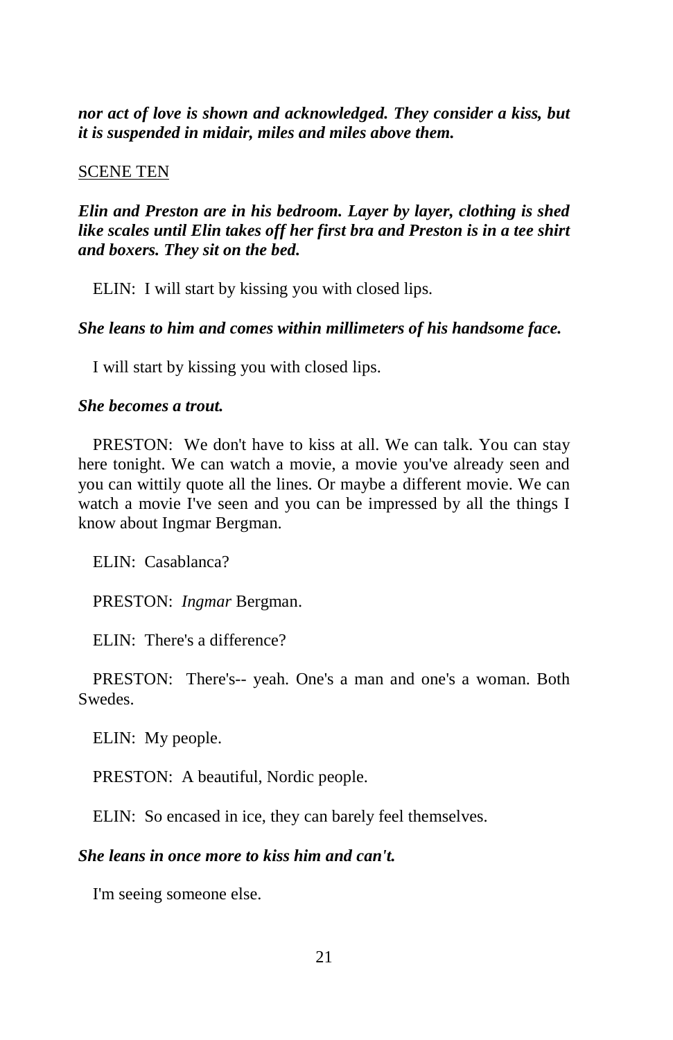***nor act of love is shown and acknowledged. They consider a kiss, but it is suspended in midair, miles and miles above them.***

SCENE TEN

***Elin and Preston are in his bedroom. Layer by layer, clothing is shed like scales until Elin takes off her first bra and Preston is in a tee shirt and boxers. They sit on the bed.***

ELIN: I will start by kissing you with closed lips.

***She leans to him and comes within millimeters of his handsome face.***

I will start by kissing you with closed lips.

***She becomes a trout.***

PRESTON: We don't have to kiss at all. We can talk. You can stay here tonight. We can watch a movie, a movie you've already seen and you can wittily quote all the lines. Or maybe a different movie. We can watch a movie I've seen and you can be impressed by all the things I know about Ingmar Bergman.

ELIN: Casablanca?

PRESTON: *Ingmar* Bergman.

ELIN: There's a difference?

PRESTON: There's-- yeah. One's a man and one's a woman. Both Swedes.

ELIN: My people.

PRESTON: A beautiful, Nordic people.

ELIN: So encased in ice, they can barely feel themselves.

***She leans in once more to kiss him and can't.***

I'm seeing someone else.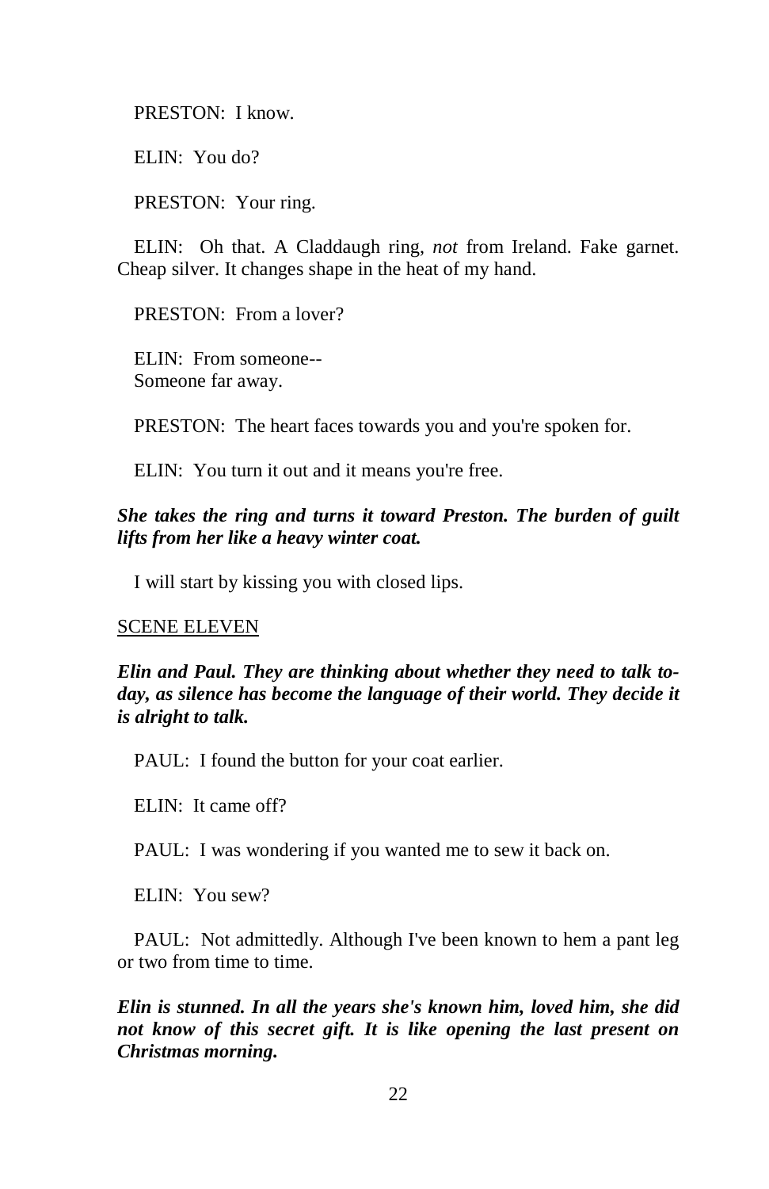PRESTON: I know.

ELIN: You do?

PRESTON: Your ring.

ELIN: Oh that. A Claddaugh ring, *not* from Ireland. Fake garnet. Cheap silver. It changes shape in the heat of my hand.

PRESTON: From a lover?

ELIN: From someone--
Someone far away.

PRESTON: The heart faces towards you and you're spoken for.

ELIN: You turn it out and it means you're free.

***She takes the ring and turns it toward Preston. The burden of guilt lifts from her like a heavy winter coat.***

I will start by kissing you with closed lips.

<u>SCENE ELEVEN</u>

***Elin and Paul. They are thinking about whether they need to talk today, as silence has become the language of their world. They decide it is alright to talk.***

PAUL: I found the button for your coat earlier.

ELIN: It came off?

PAUL: I was wondering if you wanted me to sew it back on.

ELIN: You sew?

PAUL: Not admittedly. Although I've been known to hem a pant leg or two from time to time.

***Elin is stunned. In all the years she's known him, loved him, she did not know of this secret gift. It is like opening the last present on Christmas morning.***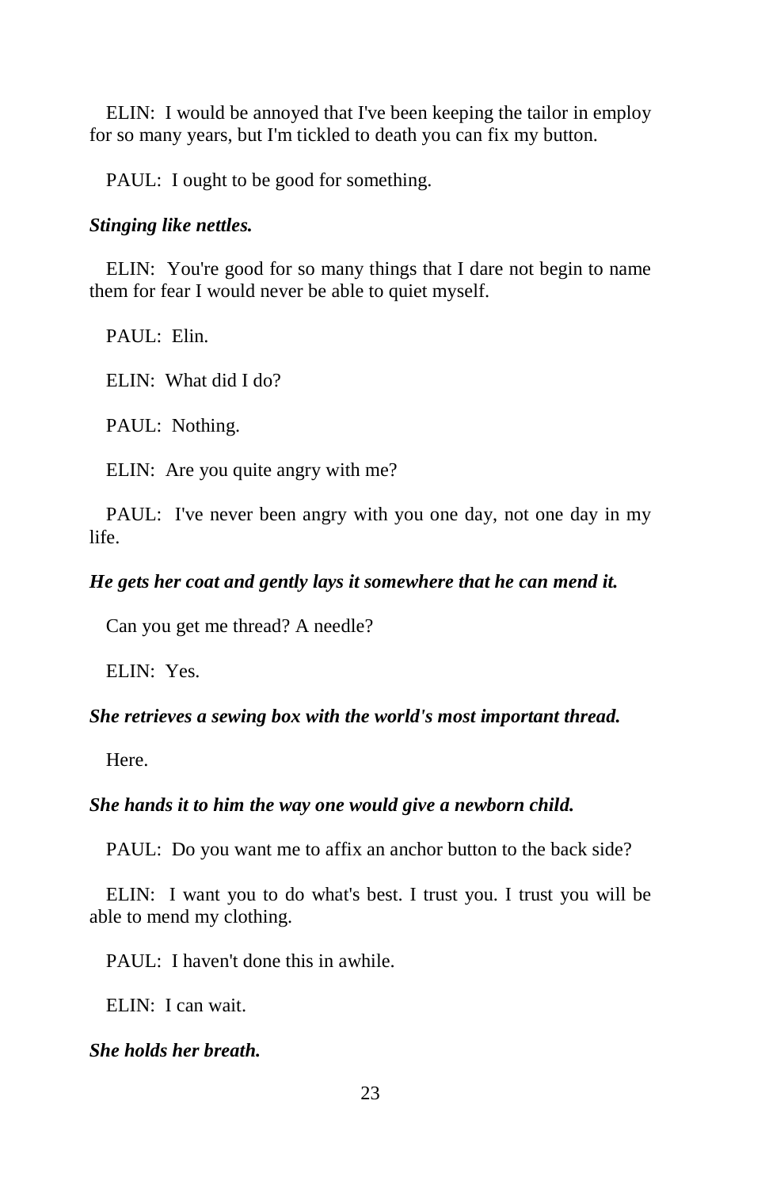ELIN: I would be annoyed that I've been keeping the tailor in employ for so many years, but I'm tickled to death you can fix my button.

PAUL: I ought to be good for something.

***Stinging like nettles.***

ELIN: You're good for so many things that I dare not begin to name them for fear I would never be able to quiet myself.

PAUL: Elin.

ELIN: What did I do?

PAUL: Nothing.

ELIN: Are you quite angry with me?

PAUL: I've never been angry with you one day, not one day in my life.

***He gets her coat and gently lays it somewhere that he can mend it.***

Can you get me thread? A needle?

ELIN: Yes.

***She retrieves a sewing box with the world's most important thread.***

Here.

***She hands it to him the way one would give a newborn child.***

PAUL: Do you want me to affix an anchor button to the back side?

ELIN: I want you to do what's best. I trust you. I trust you will be able to mend my clothing.

PAUL: I haven't done this in awhile.

ELIN: I can wait.

***She holds her breath.***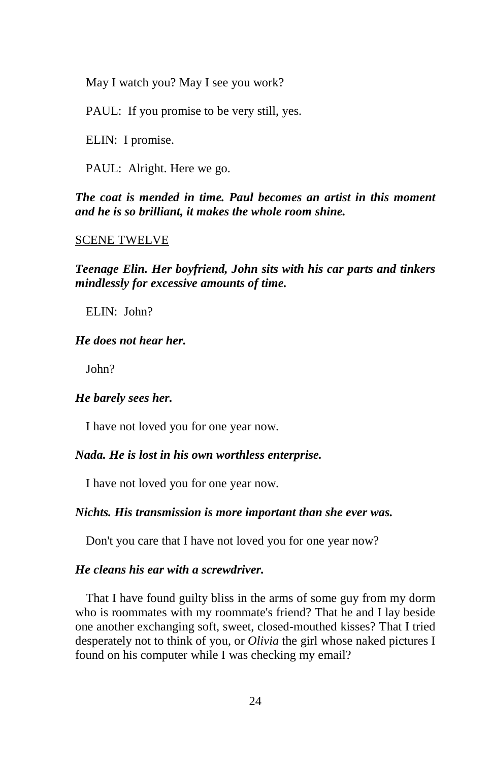May I watch you? May I see you work?

PAUL: If you promise to be very still, yes.

ELIN: I promise.

PAUL: Alright. Here we go.

***The coat is mended in time. Paul becomes an artist in this moment and he is so brilliant, it makes the whole room shine.***

<u>SCENE TWELVE</u>

***Teenage Elin. Her boyfriend, John sits with his car parts and tinkers mindlessly for excessive amounts of time.***

ELIN: John?

***He does not hear her.***

John?

***He barely sees her.***

I have not loved you for one year now.

***Nada. He is lost in his own worthless enterprise.***

I have not loved you for one year now.

***Nichts. His transmission is more important than she ever was.***

Don't you care that I have not loved you for one year now?

***He cleans his ear with a screwdriver.***

That I have found guilty bliss in the arms of some guy from my dorm who is roommates with my roommate's friend? That he and I lay beside one another exchanging soft, sweet, closed-mouthed kisses? That I tried desperately not to think of you, or *Olivia* the girl whose naked pictures I found on his computer while I was checking my email?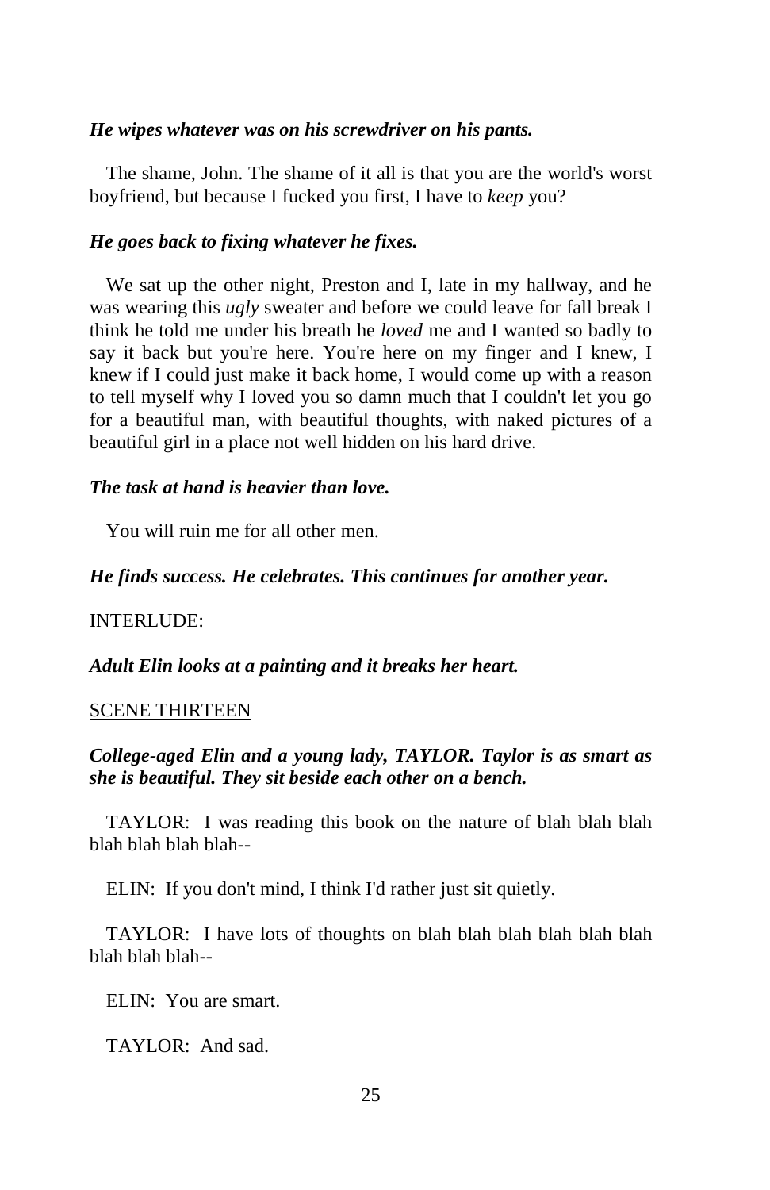***He wipes whatever was on his screwdriver on his pants.***

The shame, John. The shame of it all is that you are the world's worst boyfriend, but because I fucked you first, I have to *keep* you?

***He goes back to fixing whatever he fixes.***

We sat up the other night, Preston and I, late in my hallway, and he was wearing this *ugly* sweater and before we could leave for fall break I think he told me under his breath he *loved* me and I wanted so badly to say it back but you're here. You're here on my finger and I knew, I knew if I could just make it back home, I would come up with a reason to tell myself why I loved you so damn much that I couldn't let you go for a beautiful man, with beautiful thoughts, with naked pictures of a beautiful girl in a place not well hidden on his hard drive.

***The task at hand is heavier than love.***

You will ruin me for all other men.

***He finds success. He celebrates. This continues for another year.***

INTERLUDE:

***Adult Elin looks at a painting and it breaks her heart.***

<u>SCENE THIRTEEN</u>

***College-aged Elin and a young lady, TAYLOR. Taylor is as smart as she is beautiful. They sit beside each other on a bench.***

TAYLOR: I was reading this book on the nature of blah blah blah blah blah blah blah--

ELIN: If you don't mind, I think I'd rather just sit quietly.

TAYLOR: I have lots of thoughts on blah blah blah blah blah blah blah blah blah--

ELIN: You are smart.

TAYLOR: And sad.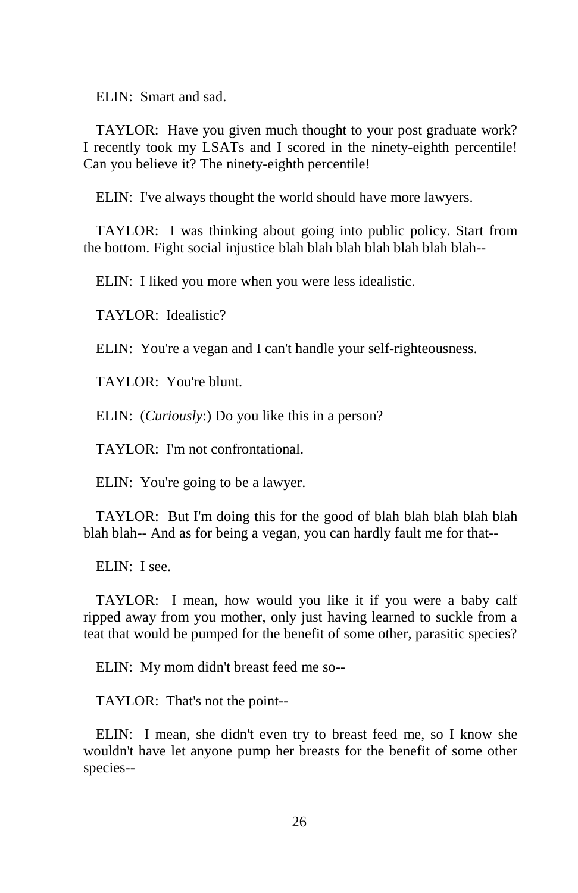ELIN: Smart and sad.

TAYLOR: Have you given much thought to your post graduate work? I recently took my LSATs and I scored in the ninety-eighth percentile! Can you believe it? The ninety-eighth percentile!

ELIN: I've always thought the world should have more lawyers.

TAYLOR: I was thinking about going into public policy. Start from the bottom. Fight social injustice blah blah blah blah blah blah blah--

ELIN: I liked you more when you were less idealistic.

TAYLOR: Idealistic?

ELIN: You're a vegan and I can't handle your self-righteousness.

TAYLOR: You're blunt.

ELIN: (*Curiously*:) Do you like this in a person?

TAYLOR: I'm not confrontational.

ELIN: You're going to be a lawyer.

TAYLOR: But I'm doing this for the good of blah blah blah blah blah blah blah-- And as for being a vegan, you can hardly fault me for that--

ELIN: I see.

TAYLOR: I mean, how would you like it if you were a baby calf ripped away from you mother, only just having learned to suckle from a teat that would be pumped for the benefit of some other, parasitic species?

ELIN: My mom didn't breast feed me so--

TAYLOR: That's not the point--

ELIN: I mean, she didn't even try to breast feed me, so I know she wouldn't have let anyone pump her breasts for the benefit of some other species--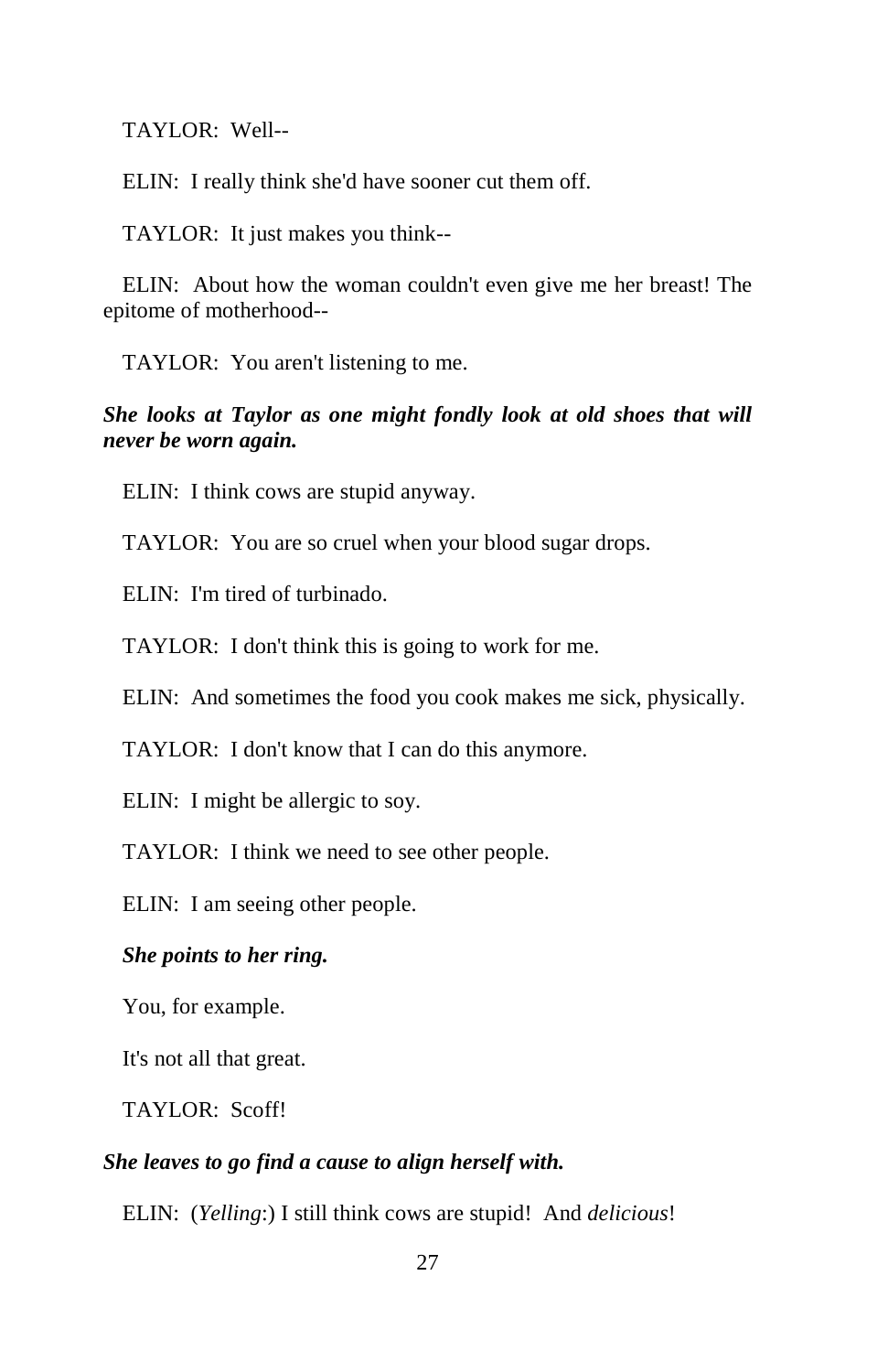TAYLOR: Well--

ELIN: I really think she'd have sooner cut them off.

TAYLOR: It just makes you think--

ELIN: About how the woman couldn't even give me her breast! The epitome of motherhood--

TAYLOR: You aren't listening to me.

***She looks at Taylor as one might fondly look at old shoes that will never be worn again.***

ELIN: I think cows are stupid anyway.

TAYLOR: You are so cruel when your blood sugar drops.

ELIN: I'm tired of turbinado.

TAYLOR: I don't think this is going to work for me.

ELIN: And sometimes the food you cook makes me sick, physically.

TAYLOR: I don't know that I can do this anymore.

ELIN: I might be allergic to soy.

TAYLOR: I think we need to see other people.

ELIN: I am seeing other people.

***She points to her ring.***

You, for example.

It's not all that great.

TAYLOR: Scoff!

***She leaves to go find a cause to align herself with.***

ELIN: (*Yelling*:) I still think cows are stupid! And *delicious*!